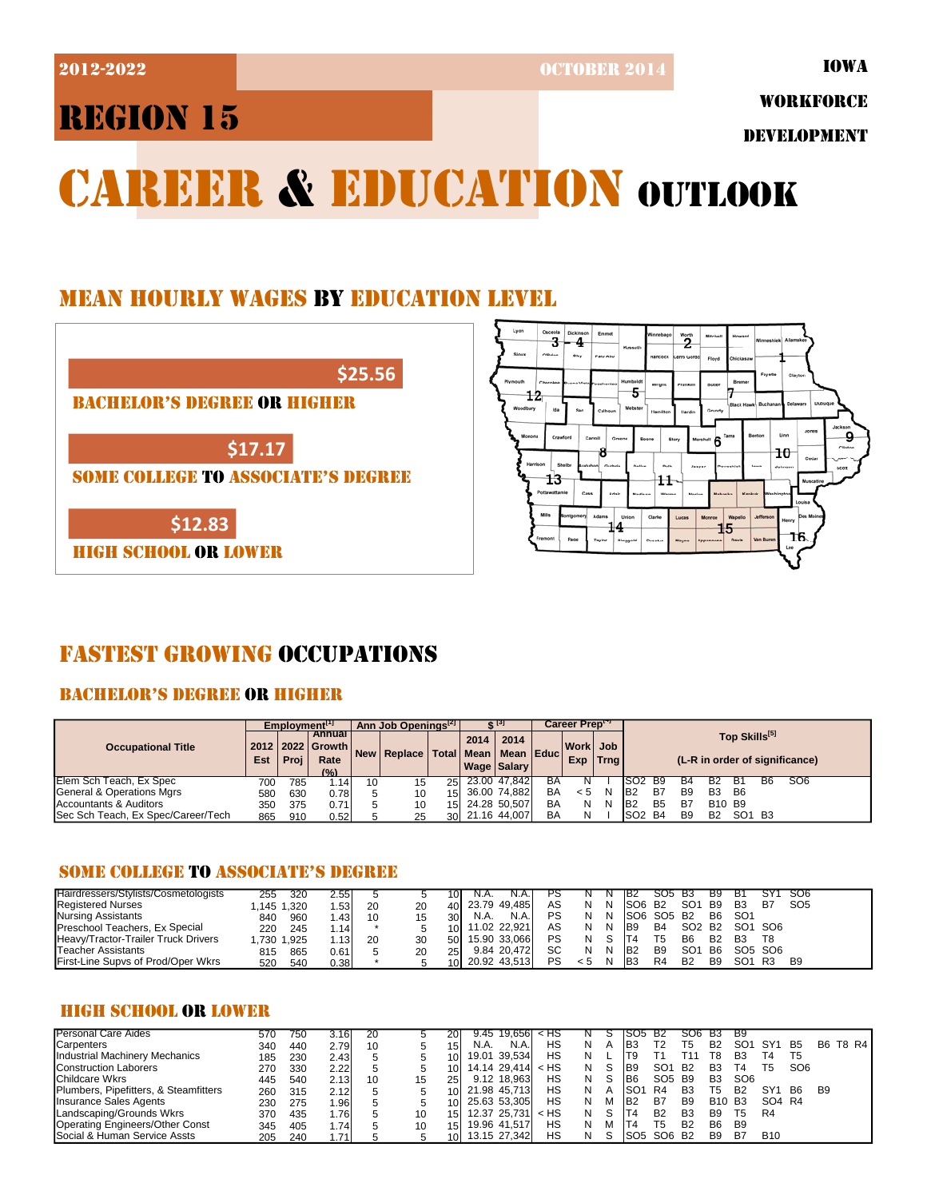2012-2022 OCTOBER 2014

IOWA WORKFORCE DEVELOPMENT

# REGION 15

# CAREER & EDUCATION OUTLOOK

## MEAN HOURLY WAGES BY EDUCATION LEVEL

$25.56
BACHELOR'S DEGREE OR HIGHER

$17.17
SOME COLLEGE TO ASSOCIATE'S DEGREE

$12.83
HIGH SCHOOL OR LOWER

## FASTEST GROWING OCCUPATIONS

### BACHELOR'S DEGREE OR HIGHER

| Occupational Title | Employment[1] | | | Ann Job Openings[2] | | | $[3] | | Career Prep[4] | | | Top Skills[5] |
|---|---|---|---|---|---|---|---|---|---|---|---|---|
| | 2012 Est | 2022 Proj | Annual Growth Rate (%) | New | Replace | Total | 2014 Mean Wage | 2014 Mean Salary | Educ | Work Exp | Job Trng | (L-R in order of significance) |
| Elem Sch Teach, Ex Spec | 700 | 785 | 1.14 | 10 | 15 | 25 | 23.00 | 47,842 | BA | N | I | SO2 B9 B4 B2 B1 B6 SO6 |
| General & Operations Mgrs | 580 | 630 | 0.78 | 5 | 10 | 15 | 36.00 | 74,882 | BA | < 5 | N | B2 B7 B9 B3 B6 |
| Accountants & Auditors | 350 | 375 | 0.71 | 5 | 10 | 15 | 24.28 | 50,507 | BA | N | N | B2 B5 B7 B10 B9 |
| Sec Sch Teach, Ex Spec/Career/Tech | 865 | 910 | 0.52 | 5 | 25 | 30 | 21.16 | 44,007 | BA | N | I | SO2 B4 B9 B2 SO1 B3 |

### SOME COLLEGE TO ASSOCIATE'S DEGREE

| Occupational Title | 2012 Est | 2022 Proj | Annual Growth Rate (%) | New | Replace | Total | 2014 Mean Wage | 2014 Mean Salary | Educ | Work Exp | Job Trng | Top Skills |
|---|---|---|---|---|---|---|---|---|---|---|---|---|
| Hairdressers/Stylists/Cosmetologists | 255 | 320 | 2.55 | 5 | 5 | 10 | N.A. | N.A. | PS | N | N | B2 SO5 B3 B9 B1 SY1 SO6 |
| Registered Nurses | 1,145 | 1,320 | 1.53 | 20 | 20 | 40 | 23.79 | 49,485 | AS | N | N | SO6 B2 SO1 B9 B3 B7 SO5 |
| Nursing Assistants | 840 | 960 | 1.43 | 10 | 15 | 30 | N.A. | N.A. | PS | N | N | SO6 SO5 B2 B6 SO1 |
| Preschool Teachers, Ex Special | 220 | 245 | 1.14 | * | 5 | 10 | 11.02 | 22,921 | AS | N | N | B9 B4 SO2 B2 SO1 SO6 |
| Heavy/Tractor-Trailer Truck Drivers | 1,730 | 1,925 | 1.13 | 20 | 30 | 50 | 15.90 | 33,066 | PS | N | S | T4 T5 B6 B2 B3 T8 |
| Teacher Assistants | 815 | 865 | 0.61 | 5 | 20 | 25 | 9.84 | 20,472 | SC | N | N | B2 B9 SO1 B6 SO5 SO6 |
| First-Line Supvs of Prod/Oper Wkrs | 520 | 540 | 0.38 | * | 5 | 10 | 20.92 | 43,513 | PS | < 5 | N | B3 R4 B2 B9 SO1 R3 B9 |

### HIGH SCHOOL OR LOWER

| Occupational Title | 2012 Est | 2022 Proj | Annual Growth Rate (%) | New | Replace | Total | 2014 Mean Wage | 2014 Mean Salary | Educ | Work Exp | Job Trng | Top Skills |
|---|---|---|---|---|---|---|---|---|---|---|---|---|
| Personal Care Aides | 570 | 750 | 3.16 | 20 | 5 | 20 | 9.45 | 19,656 | < HS | N | S | SO5 B2 SO6 B3 B9 |
| Carpenters | 340 | 440 | 2.79 | 10 | 5 | 15 | N.A. | N.A. | HS | N | A | B3 T2 T5 B2 SO1 SY1 B5 B6 T8 R4 |
| Industrial Machinery Mechanics | 185 | 230 | 2.43 | 5 | 5 | 10 | 19.01 | 39,534 | HS | N | L | T9 T1 T11 T8 B3 T4 T5 |
| Construction Laborers | 270 | 330 | 2.22 | 5 | 5 | 10 | 14.14 | 29,414 | < HS | N | S | B9 SO1 B2 B3 T4 T5 SO6 |
| Childcare Wkrs | 445 | 540 | 2.13 | 10 | 15 | 25 | 9.12 | 18,963 | HS | N | S | B6 SO5 B9 B3 SO6 |
| Plumbers, Pipefitters, & Steamfitters | 260 | 315 | 2.12 | 5 | 5 | 10 | 21.98 | 45,713 | HS | N | A | SO1 R4 B3 T5 B2 SY1 B6 B9 |
| Insurance Sales Agents | 230 | 275 | 1.96 | 5 | 5 | 10 | 25.63 | 53,305 | HS | N | M | B2 B7 B9 B10 B3 SO4 R4 |
| Landscaping/Grounds Wkrs | 370 | 435 | 1.76 | 5 | 10 | 15 | 12.37 | 25,731 | < HS | N | S | T4 B2 B3 B9 T5 R4 |
| Operating Engineers/Other Const | 345 | 405 | 1.74 | 5 | 10 | 15 | 19.96 | 41,517 | HS | N | M | T4 T5 B2 B6 B9 |
| Social & Human Service Assts | 205 | 240 | 1.71 | 5 | 5 | 10 | 13.15 | 27,342 | HS | N | S | SO5 SO6 B2 B9 B7 B10 |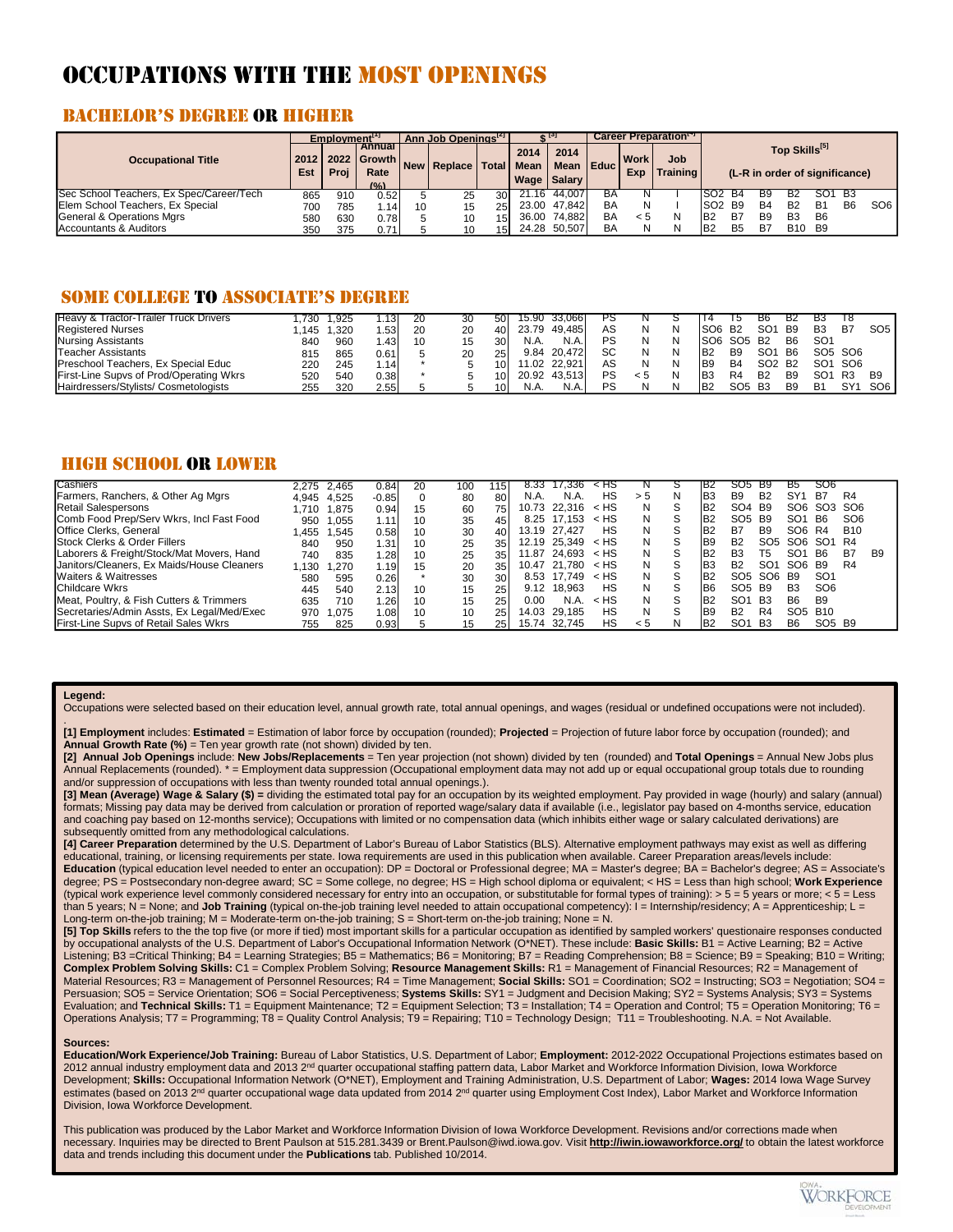# OCCUPATIONS WITH THE MOST OPENINGS

## BACHELOR'S DEGREE OR HIGHER

| Occupational Title | Employment[1] | | | Ann Job Openings[2] | | | $[3] | | Career Preparation[4] | | | Top Skills[5] | | | | | | |
|---|---|---|---|---|---|---|---|---|---|---|---|---|---|---|---|---|---|---|
| | 2012 Est | 2022 Proj | Annual Growth Rate (%) | New | Replace | Total | 2014 Mean Wage | 2014 Mean Salary | Educ | Work Exp | Job Training | (L-R in order of significance) | | | | | | |
| Sec School Teachers, Ex Spec/Career/Tech | 865 | 910 | 0.52 | 5 | 25 | 30 | 21.16 | 44,007 | BA | N | I | SO2 | B4 | B9 | B2 | SO1 | B3 | |
| Elem School Teachers, Ex Special | 700 | 785 | 1.14 | 10 | 15 | 25 | 23.00 | 47,842 | BA | N | I | SO2 | B9 | B4 | B2 | B1 | B6 | SO6 |
| General & Operations Mgrs | 580 | 630 | 0.78 | 5 | 10 | 15 | 36.00 | 74,882 | BA | < 5 | N | B2 | B7 | B9 | B3 | B6 | | |
| Accountants & Auditors | 350 | 375 | 0.71 | 5 | 10 | 15 | 24.28 | 50,507 | BA | N | N | B2 | B5 | B7 | B10 | B9 | | |

## SOME COLLEGE TO ASSOCIATE'S DEGREE

| | | | | | | | | | | | | | | | | | | |
|---|---|---|---|---|---|---|---|---|---|---|---|---|---|---|---|---|---|---|
| Heavy & Tractor-Trailer Truck Drivers | 1,730 | 1,925 | 1.13 | 20 | 30 | 50 | 15.90 | 33,066 | PS | N | S | T4 | T5 | B6 | B2 | B3 | T8 | |
| Registered Nurses | 1,145 | 1,320 | 1.53 | 20 | 20 | 40 | 23.79 | 49,485 | AS | N | N | SO6 | B2 | SO1 | B9 | B3 | B7 | SO5 |
| Nursing Assistants | 840 | 960 | 1.43 | 10 | 15 | 30 | N.A. | N.A. | PS | N | N | SO6 | SO5 | B2 | B6 | SO1 | | |
| Teacher Assistants | 815 | 865 | 0.61 | 5 | 20 | 25 | 9.84 | 20,472 | SC | N | N | B2 | B9 | SO1 | B6 | SO5 | SO6 | |
| Preschool Teachers, Ex Special Educ | 220 | 245 | 1.14 | * | 5 | 10 | 11.02 | 22,921 | AS | N | N | B9 | B4 | SO2 | B2 | SO1 | SO6 | |
| First-Line Supvs of Prod/Operating Wkrs | 520 | 540 | 0.38 | * | 5 | 10 | 20.92 | 43,513 | PS | < 5 | N | B3 | R4 | B2 | B9 | SO1 | R3 | B9 |
| Hairdressers/Stylists/ Cosmetologists | 255 | 320 | 2.55 | 5 | 5 | 10 | N.A. | N.A. | PS | N | N | B2 | SO5 | B3 | B9 | B1 | SY1 | SO6 |

## HIGH SCHOOL OR LOWER

| | | | | | | | | | | | | | | | | | | |
|---|---|---|---|---|---|---|---|---|---|---|---|---|---|---|---|---|---|---|
| Cashiers | 2,275 | 2,465 | 0.84 | 20 | 100 | 115 | 8.33 | 17,336 | < HS | N | S | B2 | SO5 | B9 | B5 | SO6 | | |
| Farmers, Ranchers, & Other Ag Mgrs | 4,945 | 4,525 | -0.85 | 0 | 80 | 80 | N.A. | N.A. | HS | > 5 | N | B3 | B9 | B2 | SY1 | B7 | R4 | |
| Retail Salespersons | 1,710 | 1,875 | 0.94 | 15 | 60 | 75 | 10.73 | 22,316 | < HS | N | S | B2 | SO4 | B9 | SO6 | SO3 | SO6 | |
| Comb Food Prep/Serv Wkrs, Incl Fast Food | 950 | 1,055 | 1.11 | 10 | 35 | 45 | 8.25 | 17,153 | < HS | N | S | B2 | SO5 | B9 | SO1 | B6 | SO6 | |
| Office Clerks, General | 1,455 | 1,545 | 0.58 | 10 | 30 | 40 | 13.19 | 27,427 | HS | N | S | B2 | B7 | B9 | SO6 | R4 | B10 | |
| Stock Clerks & Order Fillers | 840 | 950 | 1.31 | 10 | 25 | 35 | 12.19 | 25,349 | < HS | N | S | B9 | B2 | SO5 | SO6 | SO1 | R4 | |
| Laborers & Freight/Stock/Mat Movers, Hand | 740 | 835 | 1.28 | 10 | 25 | 35 | 11.87 | 24,693 | < HS | N | S | B2 | B3 | T5 | SO1 | B6 | B7 | B9 |
| Janitors/Cleaners, Ex Maids/House Cleaners | 1,130 | 1,270 | 1.19 | 15 | 20 | 35 | 10.47 | 21,780 | < HS | N | S | B3 | B2 | SO1 | SO6 | B9 | R4 | |
| Waiters & Waitresses | 580 | 595 | 0.26 | * | 30 | 30 | 8.53 | 17,749 | < HS | N | S | B2 | SO5 | SO6 | B9 | SO1 | | |
| Childcare Wkrs | 445 | 540 | 2.13 | 10 | 15 | 25 | 9.12 | 18,963 | HS | N | S | B6 | SO5 | B9 | B3 | SO6 | | |
| Meat, Poultry, & Fish Cutters & Trimmers | 635 | 710 | 1.26 | 10 | 15 | 25 | 0.00 | N.A. | < HS | N | S | B2 | SO1 | B3 | B6 | B9 | | |
| Secretaries/Admin Assts, Ex Legal/Med/Exec | 970 | 1,075 | 1.08 | 10 | 10 | 25 | 14.03 | 29,185 | HS | N | S | B9 | B2 | R4 | SO5 | B10 | | |
| First-Line Supvs of Retail Sales Wkrs | 755 | 825 | 0.93 | 5 | 15 | 25 | 15.74 | 32,745 | HS | < 5 | N | B2 | SO1 | B3 | B6 | SO5 | B9 | |

**Legend:**

Occupations were selected based on their education level, annual growth rate, total annual openings, and wages (residual or undefined occupations were not included).

**[1] Employment** includes: **Estimated** = Estimation of labor force by occupation (rounded); **Projected** = Projection of future labor force by occupation (rounded); and **Annual Growth Rate (%)** = Ten year growth rate (not shown) divided by ten.

**[2] Annual Job Openings** include: **New Jobs/Replacements** = Ten year projection (not shown) divided by ten (rounded) and **Total Openings** = Annual New Jobs plus Annual Replacements (rounded). * = Employment data suppression (Occupational employment data may not add up or equal occupational group totals due to rounding and/or suppression of occupations with less than twenty rounded total annual openings.).

**[3] Mean (Average) Wage & Salary ($) =** dividing the estimated total pay for an occupation by its weighted employment. Pay provided in wage (hourly) and salary (annual) formats; Missing pay data may be derived from calculation or proration of reported wage/salary data if available (i.e., legislator pay based on 4-months service, education and coaching pay based on 12-months service); Occupations with limited or no compensation data (which inhibits either wage or salary calculated derivations) are subsequently omitted from any methodological calculations.

**[4] Career Preparation** determined by the U.S. Department of Labor's Bureau of Labor Statistics (BLS). Alternative employment pathways may exist as well as differing educational, training, or licensing requirements per state. Iowa requirements are used in this publication when available. Career Preparation areas/levels include: **Education** (typical education level needed to enter an occupation): DP = Doctoral or Professional degree; MA = Master's degree; BA = Bachelor's degree; AS = Associate's degree; PS = Postsecondary non-degree award; SC = Some college, no degree; HS = High school diploma or equivalent; < HS = Less than high school; **Work Experience** (typical work experience level commonly considered necessary for entry into an occupation, or substitutable for formal types of training): > 5 = 5 years or more; < 5 = Less than 5 years; N = None; and **Job Training** (typical on-the-job training level needed to attain occupational competency): I = Internship/residency; A = Apprenticeship; L = Long-term on-the-job training; M = Moderate-term on-the-job training; S = Short-term on-the-job training; None = N.

**[5] Top Skills** refers to the top five (or more if tied) most important skills for a particular occupation as identified by sampled workers' questionaire responses conducted by occupational analysts of the U.S. Department of Labor's Occupational Information Network (O*NET). These include: **Basic Skills:** B1 = Active Learning; B2 = Active Listening; B3 =Critical Thinking; B4 = Learning Strategies; B5 = Mathematics; B6 = Monitoring; B7 = Reading Comprehension; B8 = Science; B9 = Speaking; B10 = Writing; **Complex Problem Solving Skills:** C1 = Complex Problem Solving; **Resource Management Skills:** R1 = Management of Financial Resources; R2 = Management of Material Resources; R3 = Management of Personnel Resources; R4 = Time Management; **Social Skills:** SO1 = Coordination; SO2 = Instructing; SO3 = Negotiation; SO4 = Persuasion; SO5 = Service Orientation; SO6 = Social Perceptiveness; **Systems Skills:** SY1 = Judgment and Decision Making; SY2 = Systems Analysis; SY3 = Systems Evaluation; and **Technical Skills:** T1 = Equipment Maintenance; T2 = Equipment Selection; T3 = Installation; T4 = Operation and Control; T5 = Operation Monitoring; T6 = Operations Analysis; T7 = Programming; T8 = Quality Control Analysis; T9 = Repairing; T10 = Technology Design; T11 = Troubleshooting. N.A. = Not Available.

**Sources:**

**Education/Work Experience/Job Training:** Bureau of Labor Statistics, U.S. Department of Labor; **Employment:** 2012-2022 Occupational Projections estimates based on 2012 annual industry employment data and 2013 2nd quarter occupational staffing pattern data, Labor Market and Workforce Information Division, Iowa Workforce Development; **Skills:** Occupational Information Network (O*NET), Employment and Training Administration, U.S. Department of Labor; **Wages:** 2014 Iowa Wage Survey estimates (based on 2013 2nd quarter occupational wage data updated from 2014 2nd quarter using Employment Cost Index), Labor Market and Workforce Information Division, Iowa Workforce Development.

This publication was produced by the Labor Market and Workforce Information Division of Iowa Workforce Development. Revisions and/or corrections made when necessary. Inquiries may be directed to Brent Paulson at 515.281.3439 or Brent.Paulson@iwd.iowa.gov. Visit **http://iwin.iowaworkforce.org/** to obtain the latest workforce data and trends including this document under the **Publications** tab. Published 10/2014.